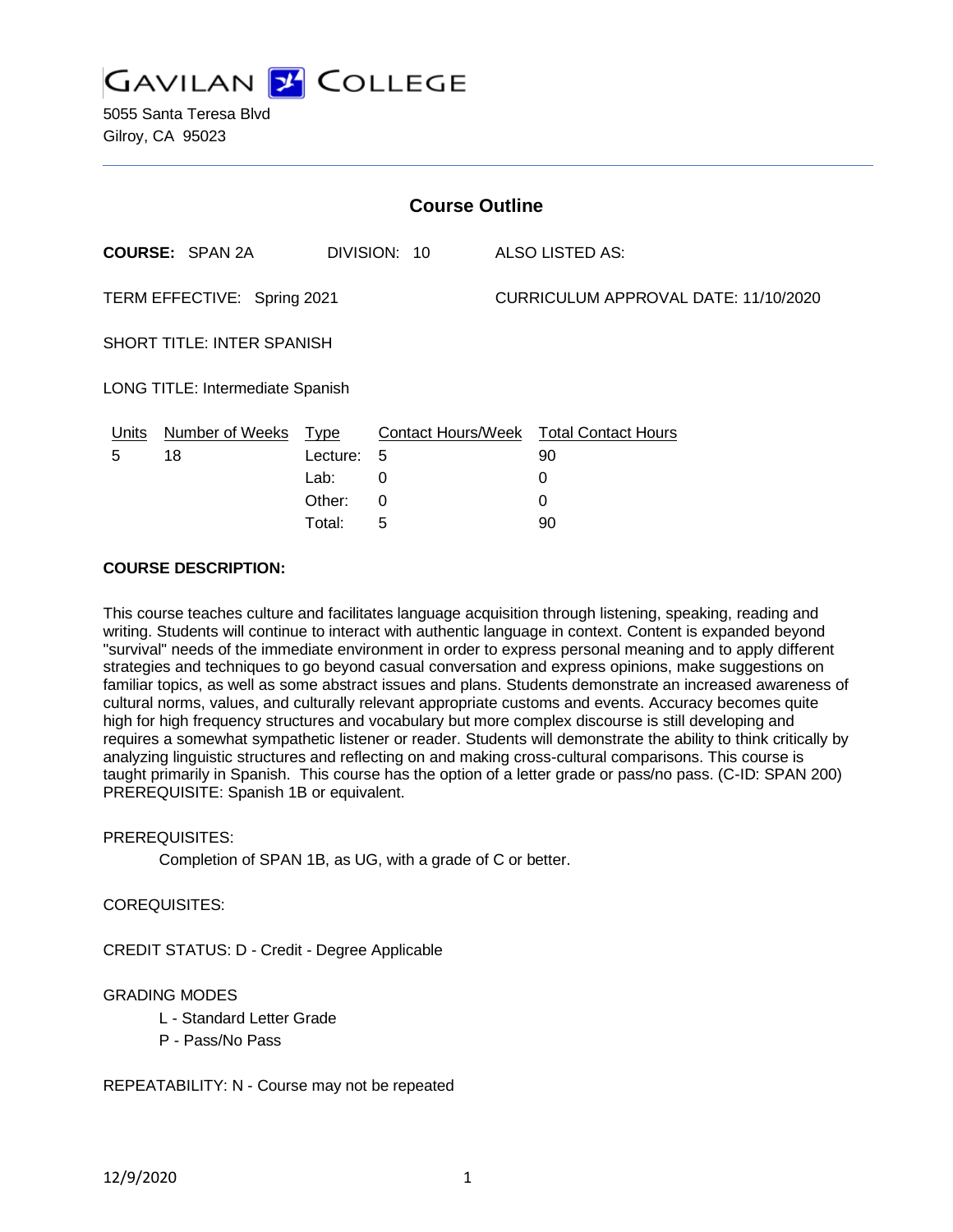# GAVILAN COLLEGE

5055 Santa Teresa Blvd
Gilroy, CA 95023

## Course Outline

**COURSE:** SPAN 2A DIVISION: 10 ALSO LISTED AS:

TERM EFFECTIVE: Spring 2021 CURRICULUM APPROVAL DATE: 11/10/2020

SHORT TITLE: INTER SPANISH

LONG TITLE: Intermediate Spanish

| Units | Number of Weeks | Type | Contact Hours/Week | Total Contact Hours |
|---|---|---|---|---|
| 5 | 18 | Lecture: | 5 | 90 |
| | | Lab: | 0 | 0 |
| | | Other: | 0 | 0 |
| | | Total: | 5 | 90 |

**COURSE DESCRIPTION:**

This course teaches culture and facilitates language acquisition through listening, speaking, reading and writing. Students will continue to interact with authentic language in context. Content is expanded beyond "survival" needs of the immediate environment in order to express personal meaning and to apply different strategies and techniques to go beyond casual conversation and express opinions, make suggestions on familiar topics, as well as some abstract issues and plans. Students demonstrate an increased awareness of cultural norms, values, and culturally relevant appropriate customs and events. Accuracy becomes quite high for high frequency structures and vocabulary but more complex discourse is still developing and requires a somewhat sympathetic listener or reader. Students will demonstrate the ability to think critically by analyzing linguistic structures and reflecting on and making cross-cultural comparisons. This course is taught primarily in Spanish. This course has the option of a letter grade or pass/no pass. (C-ID: SPAN 200) PREREQUISITE: Spanish 1B or equivalent.

PREREQUISITES:

Completion of SPAN 1B, as UG, with a grade of C or better.

COREQUISITES:

CREDIT STATUS: D - Credit - Degree Applicable

GRADING MODES

- L - Standard Letter Grade
- P - Pass/No Pass

REPEATABILITY: N - Course may not be repeated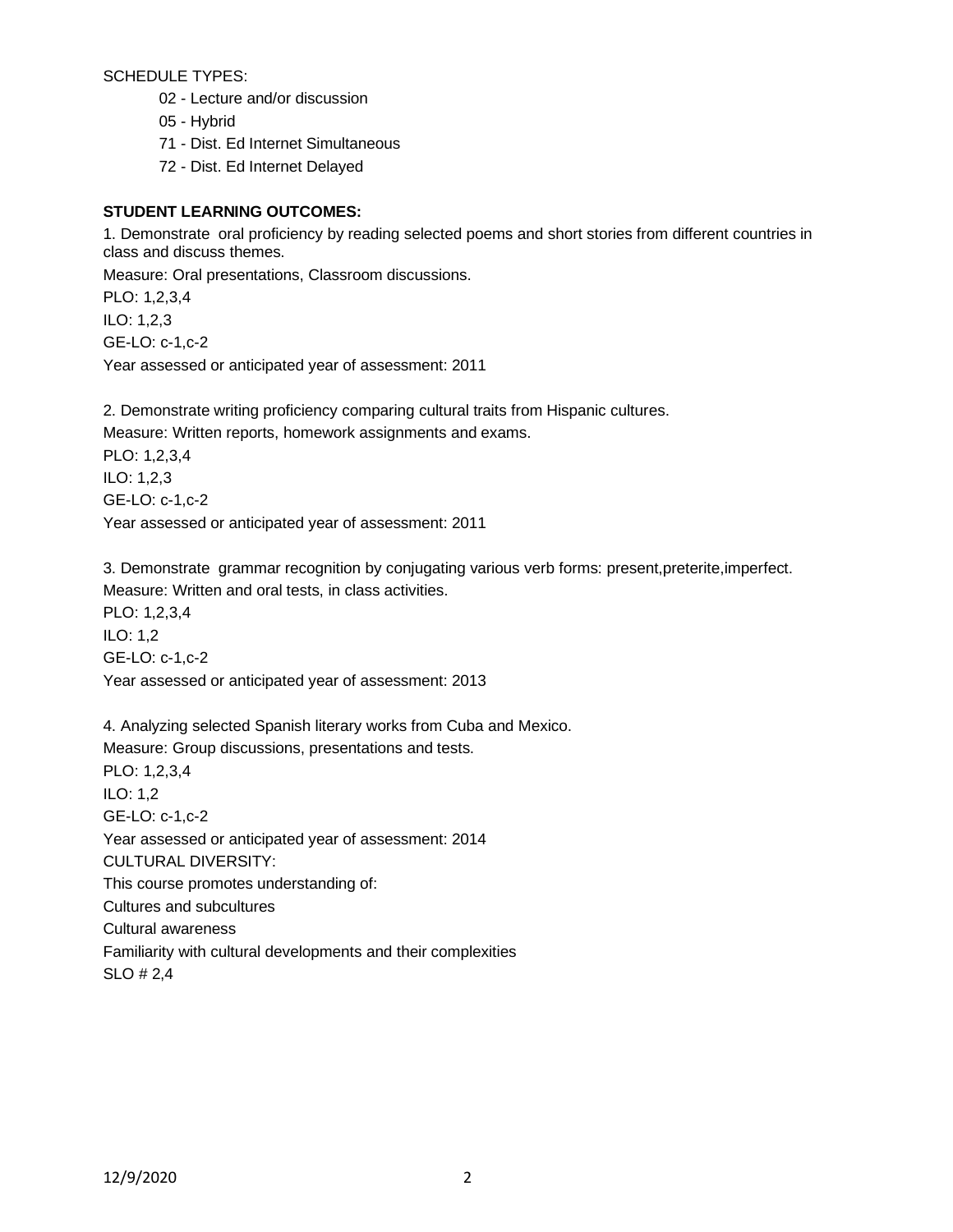SCHEDULE TYPES:

- 02 - Lecture and/or discussion
- 05 - Hybrid
- 71 - Dist. Ed Internet Simultaneous
- 72 - Dist. Ed Internet Delayed

**STUDENT LEARNING OUTCOMES:**

1. Demonstrate oral proficiency by reading selected poems and short stories from different countries in class and discuss themes.
Measure: Oral presentations, Classroom discussions.
PLO: 1,2,3,4
ILO: 1,2,3
GE-LO: c-1,c-2
Year assessed or anticipated year of assessment: 2011

2. Demonstrate writing proficiency comparing cultural traits from Hispanic cultures.
Measure: Written reports, homework assignments and exams.
PLO: 1,2,3,4
ILO: 1,2,3
GE-LO: c-1,c-2
Year assessed or anticipated year of assessment: 2011

3. Demonstrate grammar recognition by conjugating various verb forms: present,preterite,imperfect.
Measure: Written and oral tests, in class activities.
PLO: 1,2,3,4
ILO: 1,2
GE-LO: c-1,c-2
Year assessed or anticipated year of assessment: 2013

4. Analyzing selected Spanish literary works from Cuba and Mexico.
Measure: Group discussions, presentations and tests.
PLO: 1,2,3,4
ILO: 1,2
GE-LO: c-1,c-2
Year assessed or anticipated year of assessment: 2014

CULTURAL DIVERSITY:
This course promotes understanding of:
Cultures and subcultures
Cultural awareness
Familiarity with cultural developments and their complexities
SLO # 2,4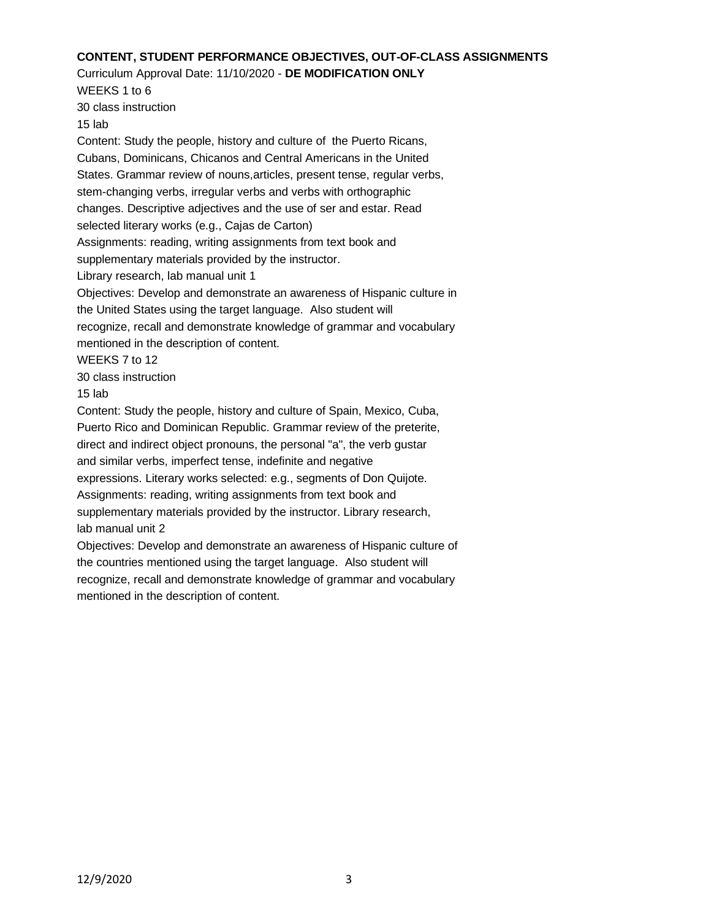**CONTENT, STUDENT PERFORMANCE OBJECTIVES, OUT-OF-CLASS ASSIGNMENTS**

Curriculum Approval Date: 11/10/2020 - **DE MODIFICATION ONLY**

WEEKS 1 to 6

30 class instruction

15 lab

Content: Study the people, history and culture of  the Puerto Ricans, Cubans, Dominicans, Chicanos and Central Americans in the United States. Grammar review of nouns,articles, present tense, regular verbs, stem-changing verbs, irregular verbs and verbs with orthographic changes. Descriptive adjectives and the use of ser and estar. Read selected literary works (e.g., Cajas de Carton)

Assignments: reading, writing assignments from text book and supplementary materials provided by the instructor.

Library research, lab manual unit 1

Objectives: Develop and demonstrate an awareness of Hispanic culture in the United States using the target language.  Also student will recognize, recall and demonstrate knowledge of grammar and vocabulary mentioned in the description of content.

WEEKS 7 to 12

30 class instruction

15 lab

Content: Study the people, history and culture of Spain, Mexico, Cuba, Puerto Rico and Dominican Republic. Grammar review of the preterite, direct and indirect object pronouns, the personal "a", the verb gustar and similar verbs, imperfect tense, indefinite and negative expressions. Literary works selected: e.g., segments of Don Quijote.

Assignments: reading, writing assignments from text book and supplementary materials provided by the instructor. Library research, lab manual unit 2

Objectives: Develop and demonstrate an awareness of Hispanic culture of the countries mentioned using the target language.  Also student will recognize, recall and demonstrate knowledge of grammar and vocabulary mentioned in the description of content.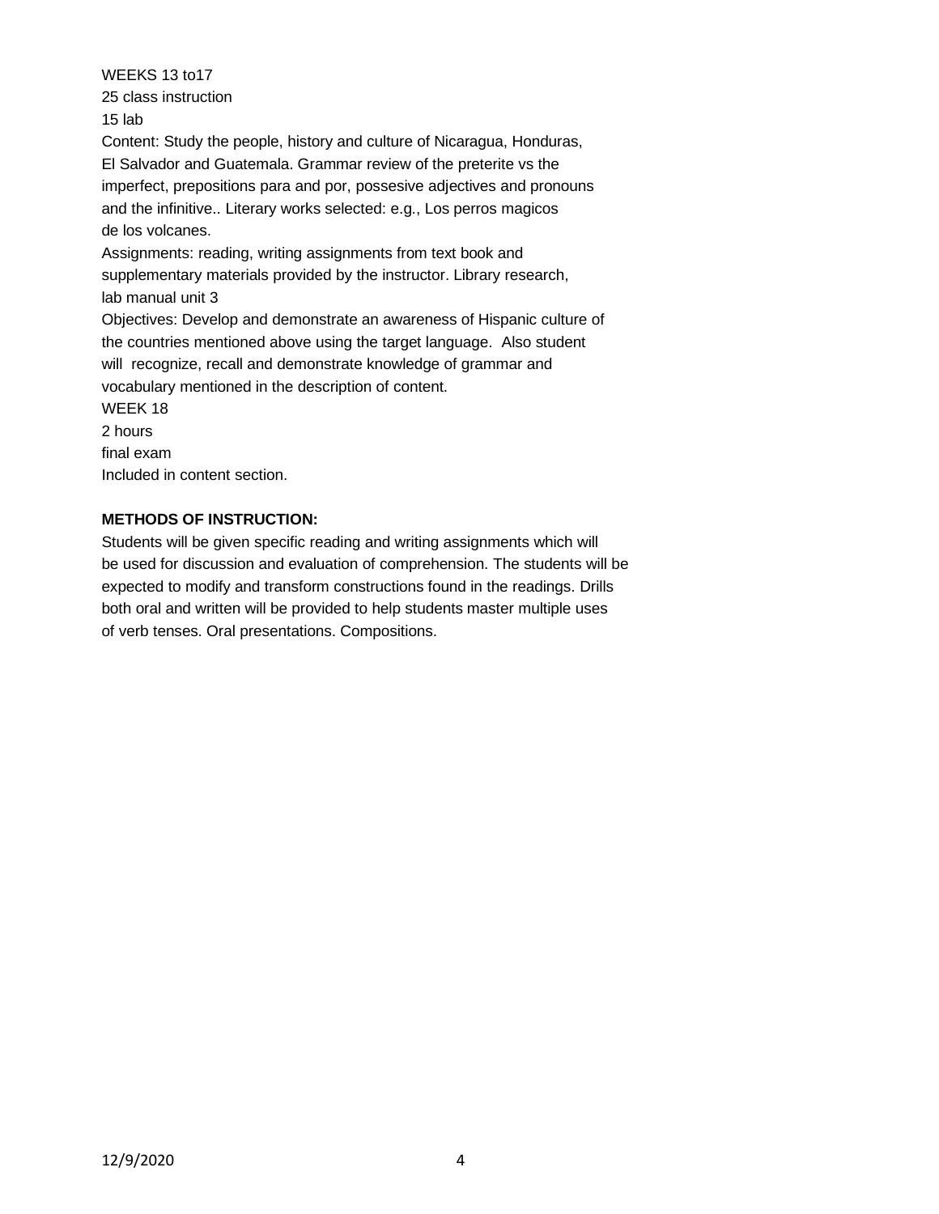WEEKS 13 to17
25 class instruction
15 lab
Content: Study the people, history and culture of Nicaragua, Honduras, El Salvador and Guatemala. Grammar review of the preterite vs the imperfect, prepositions para and por, possesive adjectives and pronouns and the infinitive.. Literary works selected: e.g., Los perros magicos de los volcanes.
Assignments: reading, writing assignments from text book and supplementary materials provided by the instructor. Library research, lab manual unit 3
Objectives: Develop and demonstrate an awareness of Hispanic culture of the countries mentioned above using the target language. Also student will recognize, recall and demonstrate knowledge of grammar and vocabulary mentioned in the description of content.
WEEK 18
2 hours
final exam
Included in content section.

**METHODS OF INSTRUCTION:**

Students will be given specific reading and writing assignments which will be used for discussion and evaluation of comprehension. The students will be expected to modify and transform constructions found in the readings. Drills both oral and written will be provided to help students master multiple uses of verb tenses. Oral presentations. Compositions.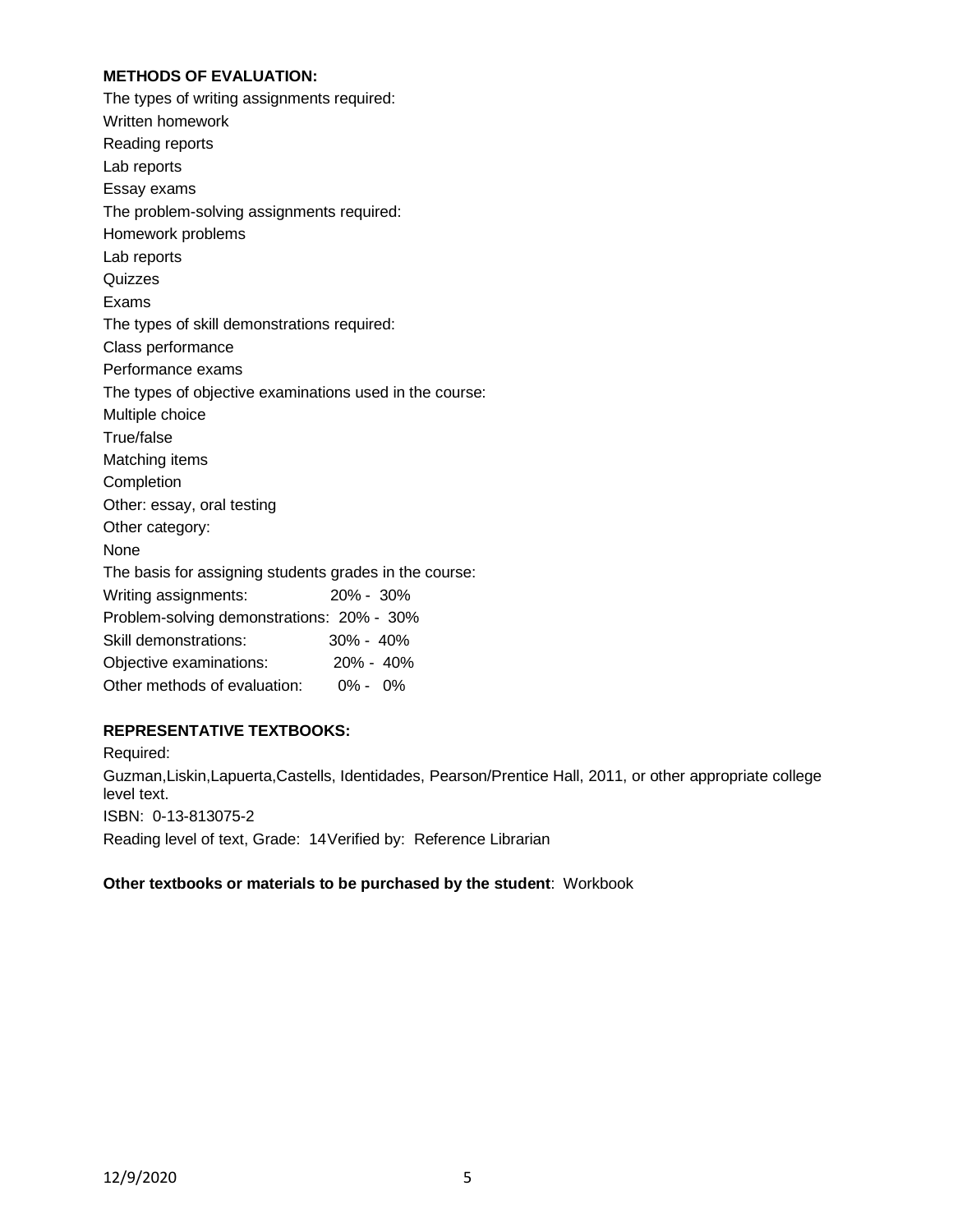**METHODS OF EVALUATION:**

The types of writing assignments required:

Written homework

Reading reports

Lab reports

Essay exams

The problem-solving assignments required:

Homework problems

Lab reports

Quizzes

Exams

The types of skill demonstrations required:

Class performance

Performance exams

The types of objective examinations used in the course:

Multiple choice

True/false

Matching items

Completion

Other: essay, oral testing

Other category:

None

The basis for assigning students grades in the course:

| | |
|---|---|
| Writing assignments: | 20% - 30% |
| Problem-solving demonstrations: | 20% - 30% |
| Skill demonstrations: | 30% - 40% |
| Objective examinations: | 20% - 40% |
| Other methods of evaluation: | 0% - 0% |

**REPRESENTATIVE TEXTBOOKS:**

Required:

Guzman,Liskin,Lapuerta,Castells, Identidades, Pearson/Prentice Hall, 2011, or other appropriate college level text.

ISBN: 0-13-813075-2

Reading level of text, Grade: 14 Verified by: Reference Librarian

**Other textbooks or materials to be purchased by the student**: Workbook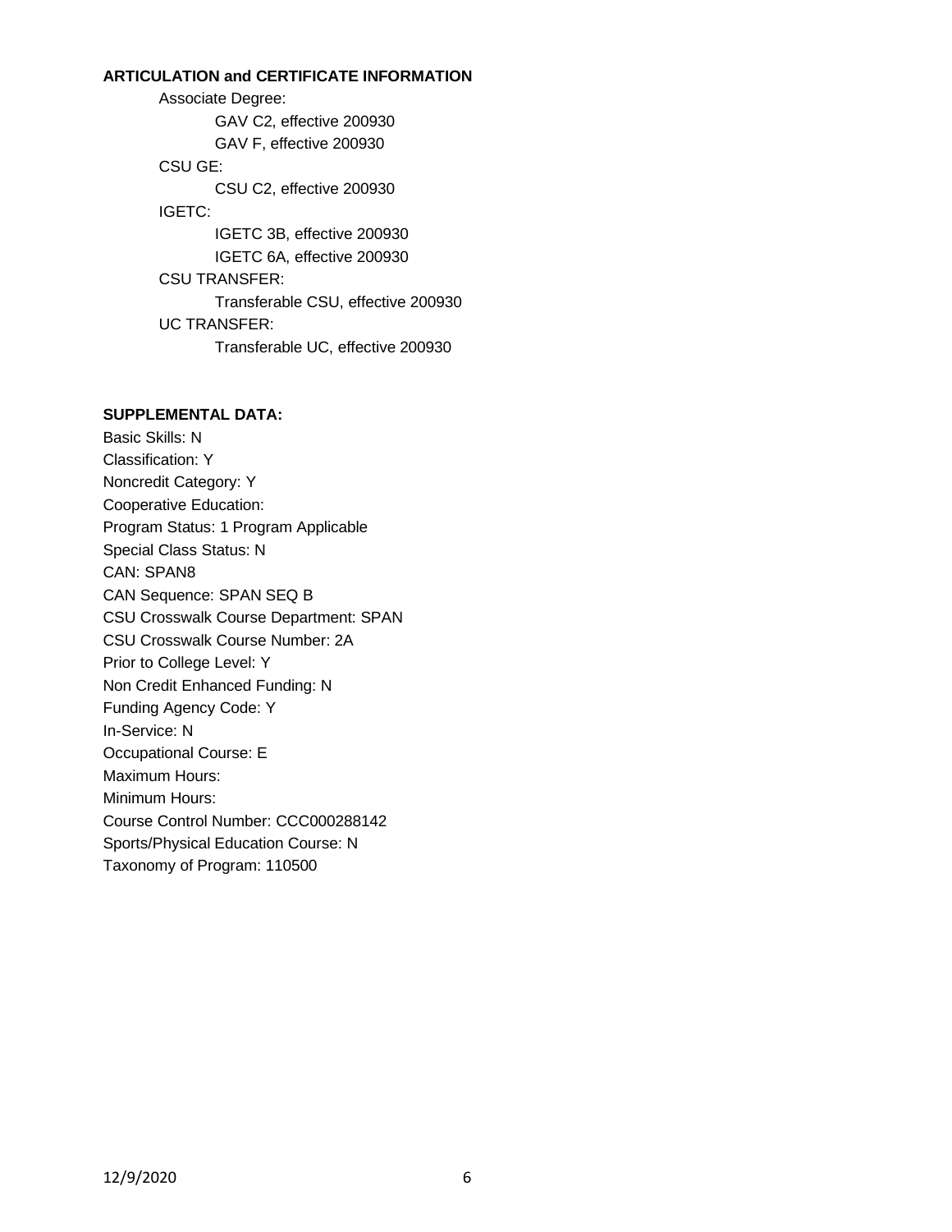**ARTICULATION and CERTIFICATE INFORMATION**

Associate Degree:

- GAV C2, effective 200930
- GAV F, effective 200930

CSU GE:

- CSU C2, effective 200930

IGETC:

- IGETC 3B, effective 200930
- IGETC 6A, effective 200930

CSU TRANSFER:

- Transferable CSU, effective 200930

UC TRANSFER:

- Transferable UC, effective 200930

**SUPPLEMENTAL DATA:**

Basic Skills: N
Classification: Y
Noncredit Category: Y
Cooperative Education:
Program Status: 1 Program Applicable
Special Class Status: N
CAN: SPAN8
CAN Sequence: SPAN SEQ B
CSU Crosswalk Course Department: SPAN
CSU Crosswalk Course Number: 2A
Prior to College Level: Y
Non Credit Enhanced Funding: N
Funding Agency Code: Y
In-Service: N
Occupational Course: E
Maximum Hours:
Minimum Hours:
Course Control Number: CCC000288142
Sports/Physical Education Course: N
Taxonomy of Program: 110500